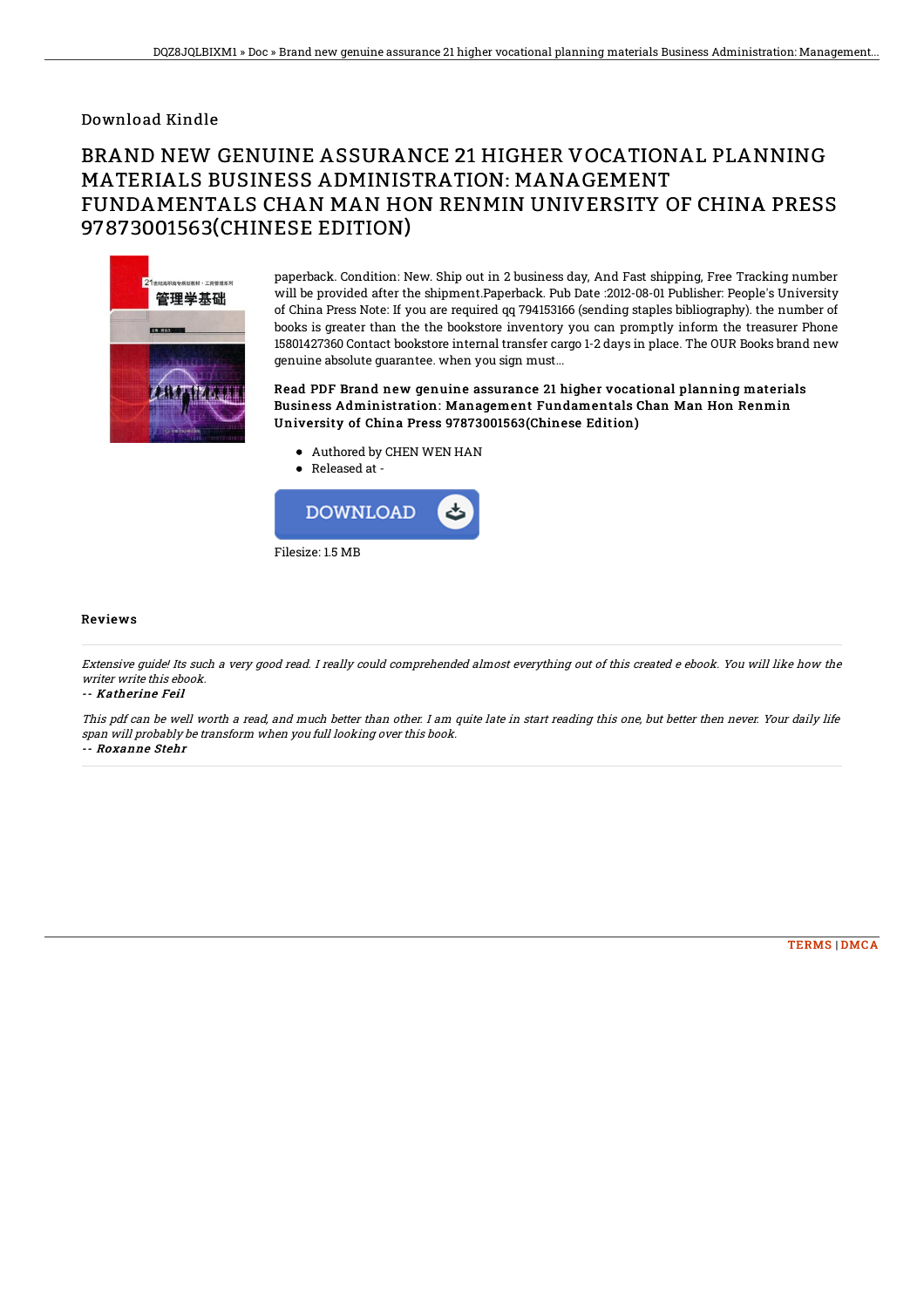Download Kindle

# BRAND NEW GENUINE ASSURANCE 21 HIGHER VOCATIONAL PLANNING MATERIALS BUSINESS ADMINISTRATION: MANAGEMENT FUNDAMENTALS CHAN MAN HON RENMIN UNIVERSITY OF CHINA PRESS 97873001563(CHINESE EDITION)

paperback. Condition: New. Ship out in 2 business day, And Fast shipping, Free Tracking number will be provided after the shipment.Paperback. Pub Date :2012-08-01 Publisher: People's University of China Press Note: If you are required qq 794153166 (sending staples bibliography). the number of books is greater than the the bookstore inventory you can promptly inform the treasurer Phone 15801427360 Contact bookstore internal transfer cargo 1-2 days in place. The OUR Books brand new genuine absolute guarantee. when you sign must...

**Read PDF Brand new genuine assurance 21 higher vocational planning materials Business Administration: Management Fundamentals Chan Man Hon Renmin University of China Press 97873001563(Chinese Edition)**

- Authored by CHEN WEN HAN
- Released at -

Filesize: 1.5 MB

## Reviews

*Extensive guide! Its such a very good read. I really could comprehended almost everything out of this created e ebook. You will like how the writer write this ebook.*

*-- Katherine Feil*

*This pdf can be well worth a read, and much better than other. I am quite late in start reading this one, but better then never. Your daily life span will probably be transform when you full looking over this book.*

*-- Roxanne Stehr*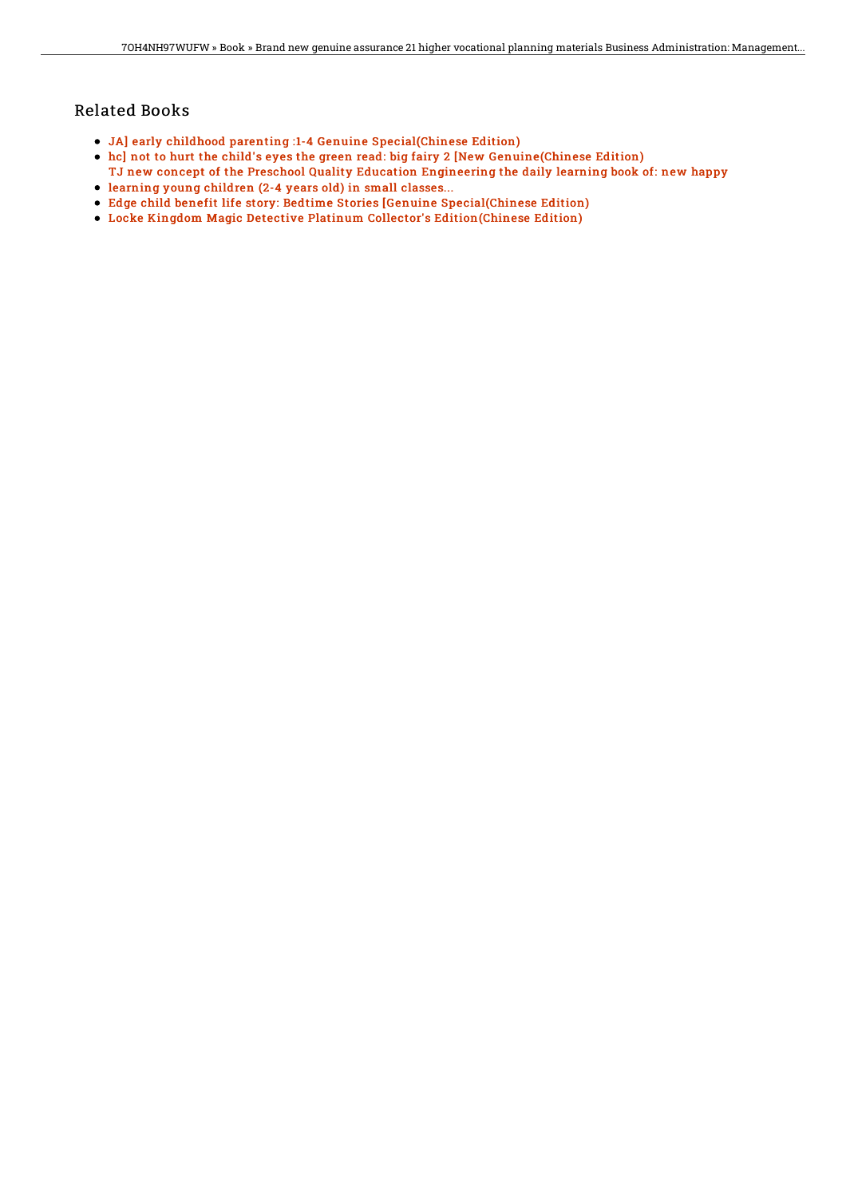## Related Books

- JA] early childhood parenting :1-4 Genuine Special(Chinese Edition)
- hc] not to hurt the child's eyes the green read: big fairy 2 [New Genuine(Chinese Edition)
- TJ new concept of the Preschool Quality Education Engineering the daily learning book of: new happy learning young children (2-4 years old) in small classes...
- Edge child benefit life story: Bedtime Stories [Genuine Special(Chinese Edition)
- Locke Kingdom Magic Detective Platinum Collector's Edition(Chinese Edition)